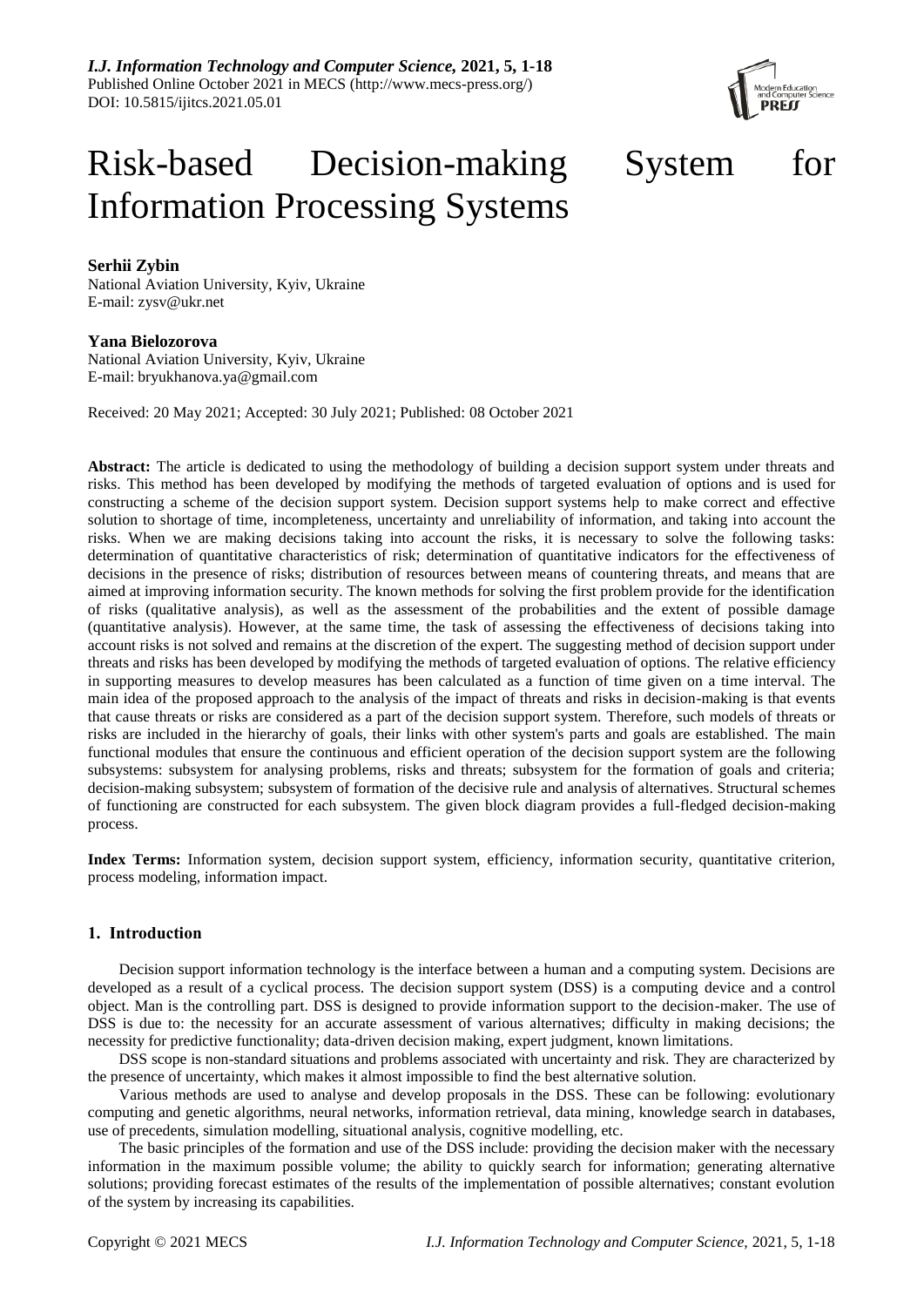# Risk-based Decision-making System for Information Processing Systems

**Serhii Zybin**
National Aviation University, Kyiv, Ukraine
E-mail: zysv@ukr.net

**Yana Bielozorova**
National Aviation University, Kyiv, Ukraine
E-mail: bryukhanova.ya@gmail.com

Received: 20 May 2021; Accepted: 30 July 2021; Published: 08 October 2021

**Abstract:** The article is dedicated to using the methodology of building a decision support system under threats and risks. This method has been developed by modifying the methods of targeted evaluation of options and is used for constructing a scheme of the decision support system. Decision support systems help to make correct and effective solution to shortage of time, incompleteness, uncertainty and unreliability of information, and taking into account the risks. When we are making decisions taking into account the risks, it is necessary to solve the following tasks: determination of quantitative characteristics of risk; determination of quantitative indicators for the effectiveness of decisions in the presence of risks; distribution of resources between means of countering threats, and means that are aimed at improving information security. The known methods for solving the first problem provide for the identification of risks (qualitative analysis), as well as the assessment of the probabilities and the extent of possible damage (quantitative analysis). However, at the same time, the task of assessing the effectiveness of decisions taking into account risks is not solved and remains at the discretion of the expert. The suggesting method of decision support under threats and risks has been developed by modifying the methods of targeted evaluation of options. The relative efficiency in supporting measures to develop measures has been calculated as a function of time given on a time interval. The main idea of the proposed approach to the analysis of the impact of threats and risks in decision-making is that events that cause threats or risks are considered as a part of the decision support system. Therefore, such models of threats or risks are included in the hierarchy of goals, their links with other system's parts and goals are established. The main functional modules that ensure the continuous and efficient operation of the decision support system are the following subsystems: subsystem for analysing problems, risks and threats; subsystem for the formation of goals and criteria; decision-making subsystem; subsystem of formation of the decisive rule and analysis of alternatives. Structural schemes of functioning are constructed for each subsystem. The given block diagram provides a full-fledged decision-making process.

**Index Terms:** Information system, decision support system, efficiency, information security, quantitative criterion, process modeling, information impact.

## 1. Introduction

Decision support information technology is the interface between a human and a computing system. Decisions are developed as a result of a cyclical process. The decision support system (DSS) is a computing device and a control object. Man is the controlling part. DSS is designed to provide information support to the decision-maker. The use of DSS is due to: the necessity for an accurate assessment of various alternatives; difficulty in making decisions; the necessity for predictive functionality; data-driven decision making, expert judgment, known limitations.

DSS scope is non-standard situations and problems associated with uncertainty and risk. They are characterized by the presence of uncertainty, which makes it almost impossible to find the best alternative solution.

Various methods are used to analyse and develop proposals in the DSS. These can be following: evolutionary computing and genetic algorithms, neural networks, information retrieval, data mining, knowledge search in databases, use of precedents, simulation modelling, situational analysis, cognitive modelling, etc.

The basic principles of the formation and use of the DSS include: providing the decision maker with the necessary information in the maximum possible volume; the ability to quickly search for information; generating alternative solutions; providing forecast estimates of the results of the implementation of possible alternatives; constant evolution of the system by increasing its capabilities.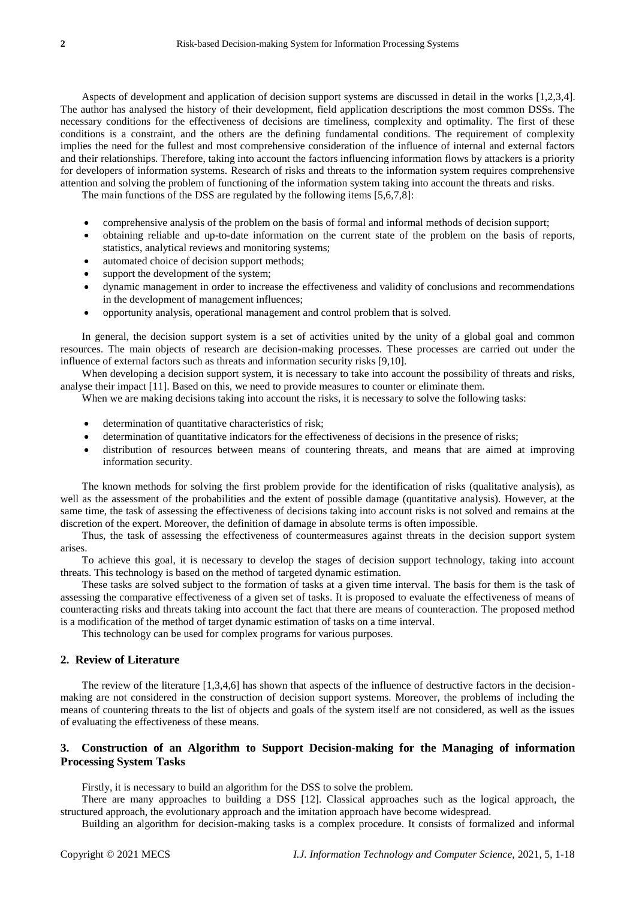Aspects of development and application of decision support systems are discussed in detail in the works [1,2,3,4]. The author has analysed the history of their development, field application descriptions the most common DSSs. The necessary conditions for the effectiveness of decisions are timeliness, complexity and optimality. The first of these conditions is a constraint, and the others are the defining fundamental conditions. The requirement of complexity implies the need for the fullest and most comprehensive consideration of the influence of internal and external factors and their relationships. Therefore, taking into account the factors influencing information flows by attackers is a priority for developers of information systems. Research of risks and threats to the information system requires comprehensive attention and solving the problem of functioning of the information system taking into account the threats and risks.

The main functions of the DSS are regulated by the following items [5,6,7,8]:

- comprehensive analysis of the problem on the basis of formal and informal methods of decision support;
- obtaining reliable and up-to-date information on the current state of the problem on the basis of reports, statistics, analytical reviews and monitoring systems;
- automated choice of decision support methods;
- support the development of the system;
- dynamic management in order to increase the effectiveness and validity of conclusions and recommendations in the development of management influences;
- opportunity analysis, operational management and control problem that is solved.

In general, the decision support system is a set of activities united by the unity of a global goal and common resources. The main objects of research are decision-making processes. These processes are carried out under the influence of external factors such as threats and information security risks [9,10].

When developing a decision support system, it is necessary to take into account the possibility of threats and risks, analyse their impact [11]. Based on this, we need to provide measures to counter or eliminate them.

When we are making decisions taking into account the risks, it is necessary to solve the following tasks:

- determination of quantitative characteristics of risk;
- determination of quantitative indicators for the effectiveness of decisions in the presence of risks;
- distribution of resources between means of countering threats, and means that are aimed at improving information security.

The known methods for solving the first problem provide for the identification of risks (qualitative analysis), as well as the assessment of the probabilities and the extent of possible damage (quantitative analysis). However, at the same time, the task of assessing the effectiveness of decisions taking into account risks is not solved and remains at the discretion of the expert. Moreover, the definition of damage in absolute terms is often impossible.

Thus, the task of assessing the effectiveness of countermeasures against threats in the decision support system arises.

To achieve this goal, it is necessary to develop the stages of decision support technology, taking into account threats. This technology is based on the method of targeted dynamic estimation.

These tasks are solved subject to the formation of tasks at a given time interval. The basis for them is the task of assessing the comparative effectiveness of a given set of tasks. It is proposed to evaluate the effectiveness of means of counteracting risks and threats taking into account the fact that there are means of counteraction. The proposed method is a modification of the method of target dynamic estimation of tasks on a time interval.

This technology can be used for complex programs for various purposes.

## 2. Review of Literature

The review of the literature [1,3,4,6] has shown that aspects of the influence of destructive factors in the decision-making are not considered in the construction of decision support systems. Moreover, the problems of including the means of countering threats to the list of objects and goals of the system itself are not considered, as well as the issues of evaluating the effectiveness of these means.

## 3. Construction of an Algorithm to Support Decision-making for the Managing of information Processing System Tasks

Firstly, it is necessary to build an algorithm for the DSS to solve the problem.

There are many approaches to building a DSS [12]. Classical approaches such as the logical approach, the structured approach, the evolutionary approach and the imitation approach have become widespread.

Building an algorithm for decision-making tasks is a complex procedure. It consists of formalized and informal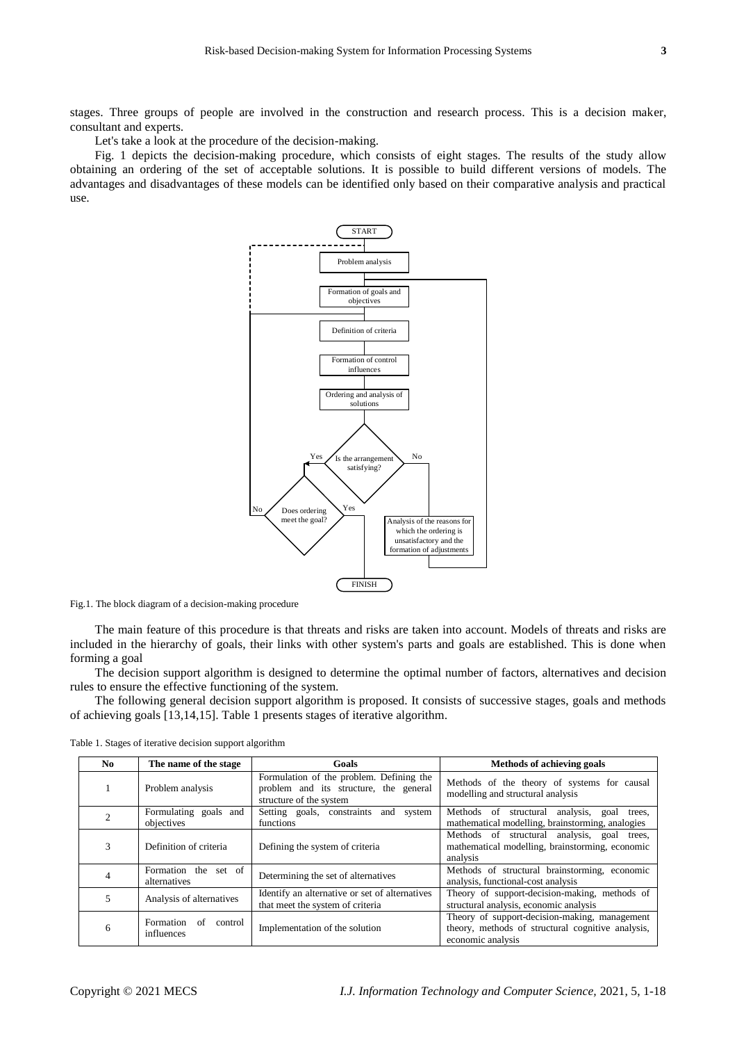stages. Three groups of people are involved in the construction and research process. This is a decision maker, consultant and experts.

Let's take a look at the procedure of the decision-making.

Fig. 1 depicts the decision-making procedure, which consists of eight stages. The results of the study allow obtaining an ordering of the set of acceptable solutions. It is possible to build different versions of models. The advantages and disadvantages of these models can be identified only based on their comparative analysis and practical use.

Fig.1. The block diagram of a decision-making procedure

The main feature of this procedure is that threats and risks are taken into account. Models of threats and risks are included in the hierarchy of goals, their links with other system's parts and goals are established. This is done when forming a goal

The decision support algorithm is designed to determine the optimal number of factors, alternatives and decision rules to ensure the effective functioning of the system.

The following general decision support algorithm is proposed. It consists of successive stages, goals and methods of achieving goals [13,14,15]. Table 1 presents stages of iterative algorithm.

Table 1. Stages of iterative decision support algorithm

| No | The name of the stage | Goals | Methods of achieving goals |
|---|---|---|---|
| 1 | Problem analysis | Formulation of the problem. Defining the problem and its structure, the general structure of the system | Methods of the theory of systems for causal modelling and structural analysis |
| 2 | Formulating goals and objectives | Setting goals, constraints and system functions | Methods of structural analysis, goal trees, mathematical modelling, brainstorming, analogies |
| 3 | Definition of criteria | Defining the system of criteria | Methods of structural analysis, goal trees, mathematical modelling, brainstorming, economic analysis |
| 4 | Formation the set of alternatives | Determining the set of alternatives | Methods of structural brainstorming, economic analysis, functional-cost analysis |
| 5 | Analysis of alternatives | Identify an alternative or set of alternatives that meet the system of criteria | Theory of support-decision-making, methods of structural analysis, economic analysis |
| 6 | Formation of control influences | Implementation of the solution | Theory of support-decision-making, management theory, methods of structural cognitive analysis, economic analysis |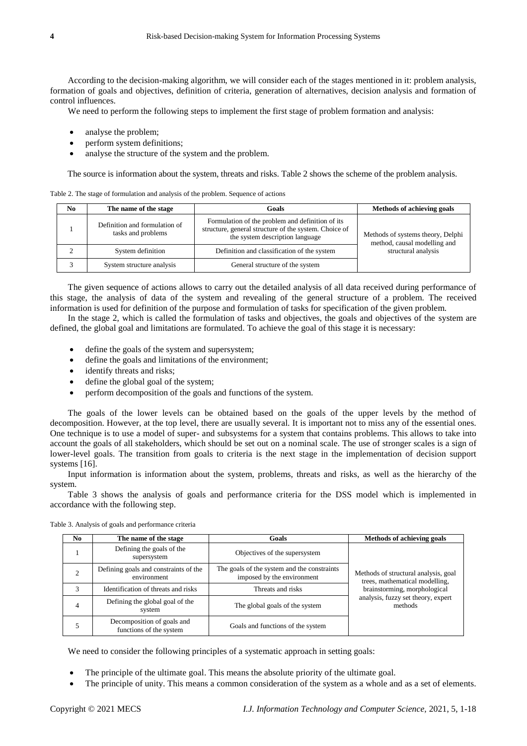According to the decision-making algorithm, we will consider each of the stages mentioned in it: problem analysis, formation of goals and objectives, definition of criteria, generation of alternatives, decision analysis and formation of control influences.

We need to perform the following steps to implement the first stage of problem formation and analysis:

- analyse the problem;
- perform system definitions;
- analyse the structure of the system and the problem.

The source is information about the system, threats and risks. Table 2 shows the scheme of the problem analysis.

Table 2. The stage of formulation and analysis of the problem. Sequence of actions

| No | The name of the stage | Goals | Methods of achieving goals |
|---|---|---|---|
| 1 | Definition and formulation of tasks and problems | Formulation of the problem and definition of its structure, general structure of the system. Choice of the system description language | Methods of systems theory, Delphi method, causal modelling and structural analysis |
| 2 | System definition | Definition and classification of the system | |
| 3 | System structure analysis | General structure of the system | |

The given sequence of actions allows to carry out the detailed analysis of all data received during performance of this stage, the analysis of data of the system and revealing of the general structure of a problem. The received information is used for definition of the purpose and formulation of tasks for specification of the given problem.

In the stage 2, which is called the formulation of tasks and objectives, the goals and objectives of the system are defined, the global goal and limitations are formulated. To achieve the goal of this stage it is necessary:

- define the goals of the system and supersystem;
- define the goals and limitations of the environment;
- identify threats and risks;
- define the global goal of the system;
- perform decomposition of the goals and functions of the system.

The goals of the lower levels can be obtained based on the goals of the upper levels by the method of decomposition. However, at the top level, there are usually several. It is important not to miss any of the essential ones. One technique is to use a model of super- and subsystems for a system that contains problems. This allows to take into account the goals of all stakeholders, which should be set out on a nominal scale. The use of stronger scales is a sign of lower-level goals. The transition from goals to criteria is the next stage in the implementation of decision support systems [16].

Input information is information about the system, problems, threats and risks, as well as the hierarchy of the system.

Table 3 shows the analysis of goals and performance criteria for the DSS model which is implemented in accordance with the following step.

Table 3. Analysis of goals and performance criteria

| No | The name of the stage | Goals | Methods of achieving goals |
|---|---|---|---|
| 1 | Defining the goals of the supersystem | Objectives of the supersystem | Methods of structural analysis, goal trees, mathematical modelling, brainstorming, morphological analysis, fuzzy set theory, expert methods |
| 2 | Defining goals and constraints of the environment | The goals of the system and the constraints imposed by the environment | |
| 3 | Identification of threats and risks | Threats and risks | |
| 4 | Defining the global goal of the system | The global goals of the system | |
| 5 | Decomposition of goals and functions of the system | Goals and functions of the system | |

We need to consider the following principles of a systematic approach in setting goals:

- The principle of the ultimate goal. This means the absolute priority of the ultimate goal.
- The principle of unity. This means a common consideration of the system as a whole and as a set of elements.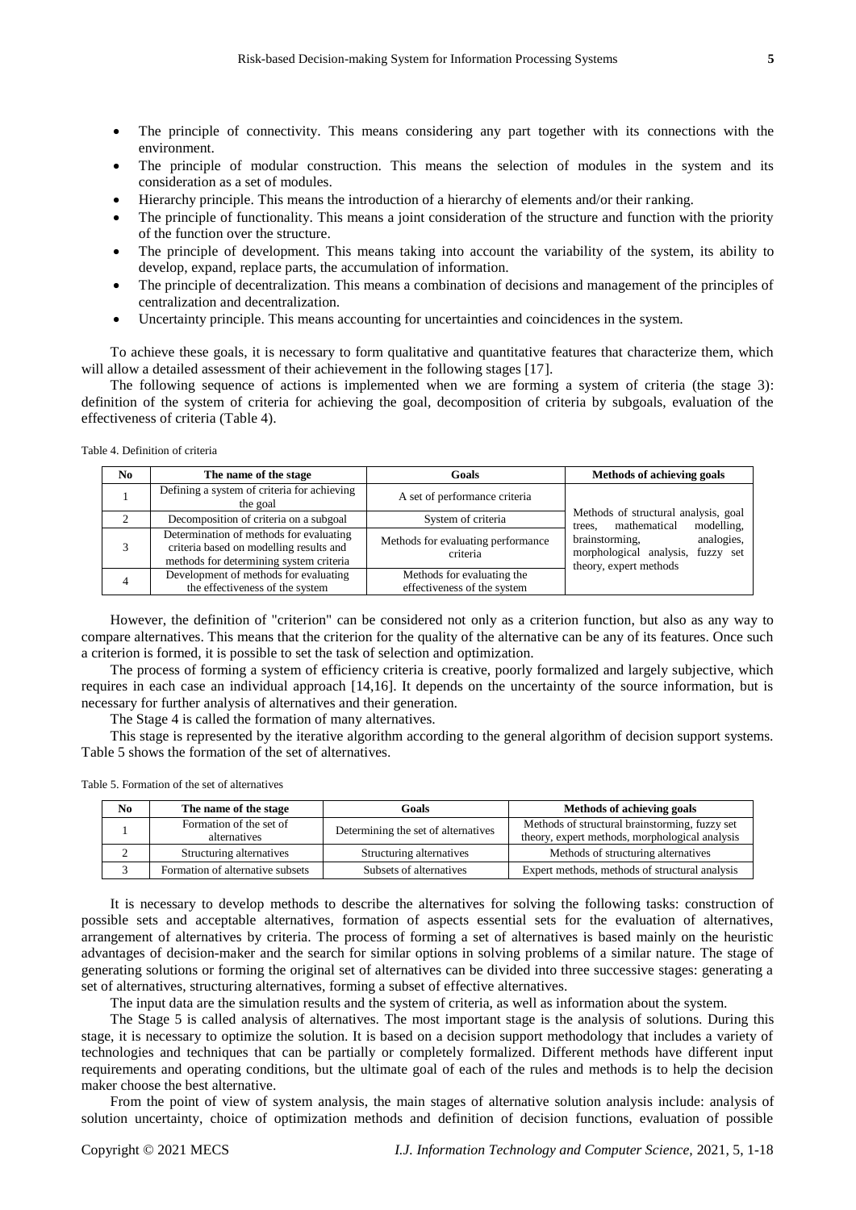- The principle of connectivity. This means considering any part together with its connections with the environment.
- The principle of modular construction. This means the selection of modules in the system and its consideration as a set of modules.
- Hierarchy principle. This means the introduction of a hierarchy of elements and/or their ranking.
- The principle of functionality. This means a joint consideration of the structure and function with the priority of the function over the structure.
- The principle of development. This means taking into account the variability of the system, its ability to develop, expand, replace parts, the accumulation of information.
- The principle of decentralization. This means a combination of decisions and management of the principles of centralization and decentralization.
- Uncertainty principle. This means accounting for uncertainties and coincidences in the system.

To achieve these goals, it is necessary to form qualitative and quantitative features that characterize them, which will allow a detailed assessment of their achievement in the following stages [17].

The following sequence of actions is implemented when we are forming a system of criteria (the stage 3): definition of the system of criteria for achieving the goal, decomposition of criteria by subgoals, evaluation of the effectiveness of criteria (Table 4).

Table 4. Definition of criteria

| No | The name of the stage | Goals | Methods of achieving goals |
|---|---|---|---|
| 1 | Defining a system of criteria for achieving the goal | A set of performance criteria | Methods of structural analysis, goal trees, mathematical modelling, brainstorming, analogies, morphological analysis, fuzzy set theory, expert methods |
| 2 | Decomposition of criteria on a subgoal | System of criteria | |
| 3 | Determination of methods for evaluating criteria based on modelling results and methods for determining system criteria | Methods for evaluating performance criteria | |
| 4 | Development of methods for evaluating the effectiveness of the system | Methods for evaluating the effectiveness of the system | |

However, the definition of "criterion" can be considered not only as a criterion function, but also as any way to compare alternatives. This means that the criterion for the quality of the alternative can be any of its features. Once such a criterion is formed, it is possible to set the task of selection and optimization.

The process of forming a system of efficiency criteria is creative, poorly formalized and largely subjective, which requires in each case an individual approach [14,16]. It depends on the uncertainty of the source information, but is necessary for further analysis of alternatives and their generation.

The Stage 4 is called the formation of many alternatives.

This stage is represented by the iterative algorithm according to the general algorithm of decision support systems. Table 5 shows the formation of the set of alternatives.

Table 5. Formation of the set of alternatives

| No | The name of the stage | Goals | Methods of achieving goals |
|---|---|---|---|
| 1 | Formation of the set of alternatives | Determining the set of alternatives | Methods of structural brainstorming, fuzzy set theory, expert methods, morphological analysis |
| 2 | Structuring alternatives | Structuring alternatives | Methods of structuring alternatives |
| 3 | Formation of alternative subsets | Subsets of alternatives | Expert methods, methods of structural analysis |

It is necessary to develop methods to describe the alternatives for solving the following tasks: construction of possible sets and acceptable alternatives, formation of aspects essential sets for the evaluation of alternatives, arrangement of alternatives by criteria. The process of forming a set of alternatives is based mainly on the heuristic advantages of decision-maker and the search for similar options in solving problems of a similar nature. The stage of generating solutions or forming the original set of alternatives can be divided into three successive stages: generating a set of alternatives, structuring alternatives, forming a subset of effective alternatives.

The input data are the simulation results and the system of criteria, as well as information about the system.

The Stage 5 is called analysis of alternatives. The most important stage is the analysis of solutions. During this stage, it is necessary to optimize the solution. It is based on a decision support methodology that includes a variety of technologies and techniques that can be partially or completely formalized. Different methods have different input requirements and operating conditions, but the ultimate goal of each of the rules and methods is to help the decision maker choose the best alternative.

From the point of view of system analysis, the main stages of alternative solution analysis include: analysis of solution uncertainty, choice of optimization methods and definition of decision functions, evaluation of possible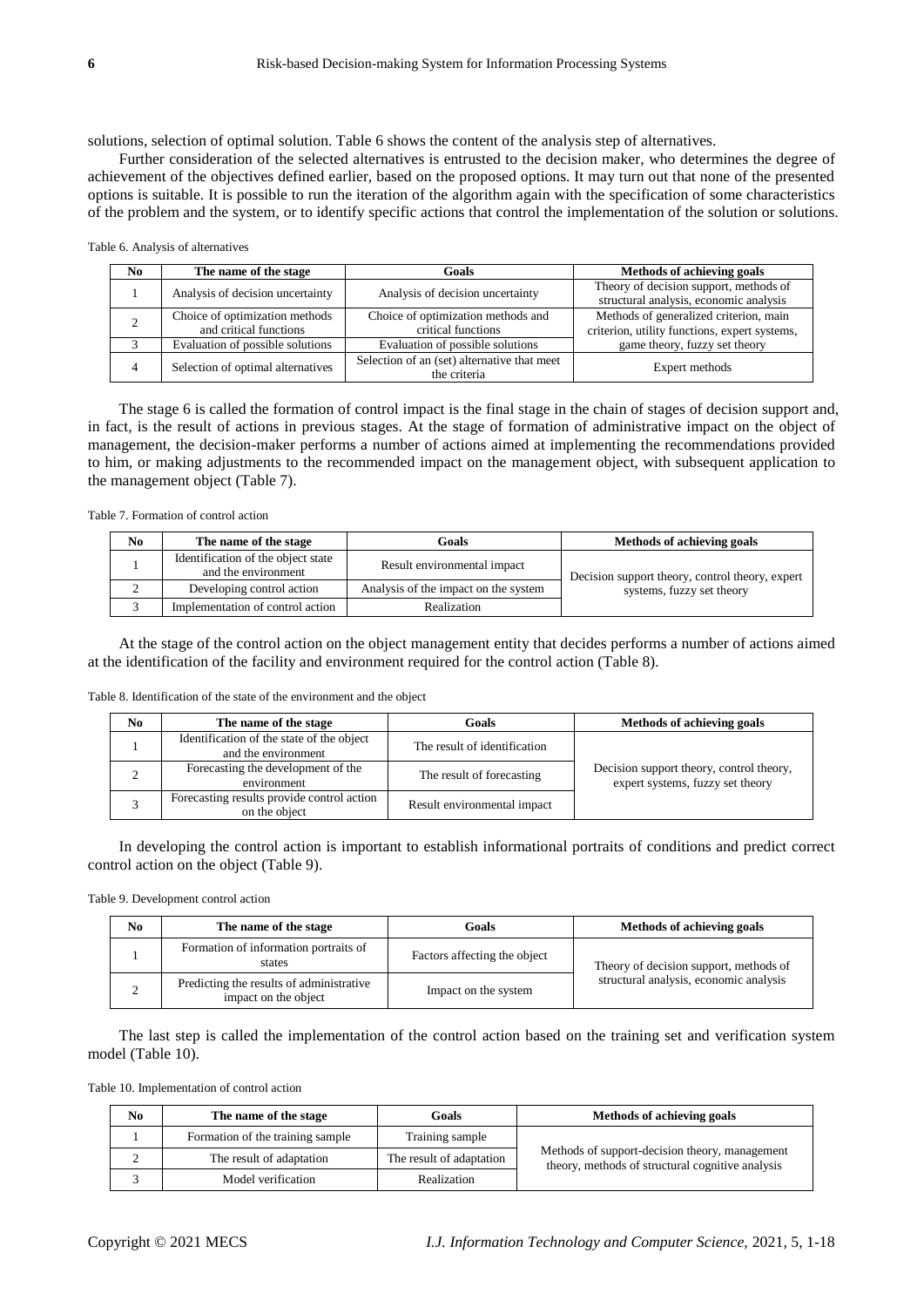solutions, selection of optimal solution. Table 6 shows the content of the analysis step of alternatives.

Further consideration of the selected alternatives is entrusted to the decision maker, who determines the degree of achievement of the objectives defined earlier, based on the proposed options. It may turn out that none of the presented options is suitable. It is possible to run the iteration of the algorithm again with the specification of some characteristics of the problem and the system, or to identify specific actions that control the implementation of the solution or solutions.

Table 6. Analysis of alternatives

| No | The name of the stage | Goals | Methods of achieving goals |
|---|---|---|---|
| 1 | Analysis of decision uncertainty | Analysis of decision uncertainty | Theory of decision support, methods of structural analysis, economic analysis |
| 2 | Choice of optimization methods and critical functions | Choice of optimization methods and critical functions | Methods of generalized criterion, main criterion, utility functions, expert systems, game theory, fuzzy set theory |
| 3 | Evaluation of possible solutions | Evaluation of possible solutions | |
| 4 | Selection of optimal alternatives | Selection of an (set) alternative that meet the criteria | Expert methods |

The stage 6 is called the formation of control impact is the final stage in the chain of stages of decision support and, in fact, is the result of actions in previous stages. At the stage of formation of administrative impact on the object of management, the decision-maker performs a number of actions aimed at implementing the recommendations provided to him, or making adjustments to the recommended impact on the management object, with subsequent application to the management object (Table 7).

Table 7. Formation of control action

| No | The name of the stage | Goals | Methods of achieving goals |
|---|---|---|---|
| 1 | Identification of the object state and the environment | Result environmental impact | Decision support theory, control theory, expert systems, fuzzy set theory |
| 2 | Developing control action | Analysis of the impact on the system | |
| 3 | Implementation of control action | Realization | |

At the stage of the control action on the object management entity that decides performs a number of actions aimed at the identification of the facility and environment required for the control action (Table 8).

Table 8. Identification of the state of the environment and the object

| No | The name of the stage | Goals | Methods of achieving goals |
|---|---|---|---|
| 1 | Identification of the state of the object and the environment | The result of identification | Decision support theory, control theory, expert systems, fuzzy set theory |
| 2 | Forecasting the development of the environment | The result of forecasting | |
| 3 | Forecasting results provide control action on the object | Result environmental impact | |

In developing the control action is important to establish informational portraits of conditions and predict correct control action on the object (Table 9).

Table 9. Development control action

| No | The name of the stage | Goals | Methods of achieving goals |
|---|---|---|---|
| 1 | Formation of information portraits of states | Factors affecting the object | Theory of decision support, methods of structural analysis, economic analysis |
| 2 | Predicting the results of administrative impact on the object | Impact on the system | |

The last step is called the implementation of the control action based on the training set and verification system model (Table 10).

Table 10. Implementation of control action

| No | The name of the stage | Goals | Methods of achieving goals |
|---|---|---|---|
| 1 | Formation of the training sample | Training sample | Methods of support-decision theory, management theory, methods of structural cognitive analysis |
| 2 | The result of adaptation | The result of adaptation | |
| 3 | Model verification | Realization | |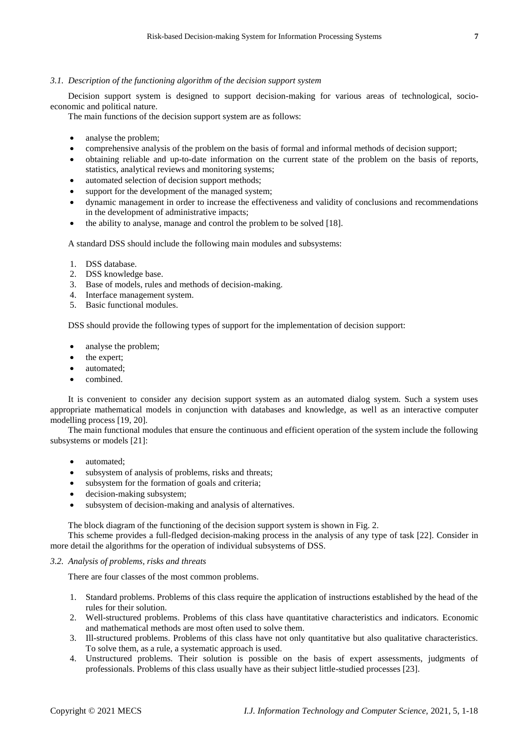### 3.1. Description of the functioning algorithm of the decision support system

Decision support system is designed to support decision-making for various areas of technological, socio-economic and political nature.

The main functions of the decision support system are as follows:

- analyse the problem;
- comprehensive analysis of the problem on the basis of formal and informal methods of decision support;
- obtaining reliable and up-to-date information on the current state of the problem on the basis of reports, statistics, analytical reviews and monitoring systems;
- automated selection of decision support methods;
- support for the development of the managed system;
- dynamic management in order to increase the effectiveness and validity of conclusions and recommendations in the development of administrative impacts;
- the ability to analyse, manage and control the problem to be solved [18].

A standard DSS should include the following main modules and subsystems:

1. DSS database.
2. DSS knowledge base.
3. Base of models, rules and methods of decision-making.
4. Interface management system.
5. Basic functional modules.

DSS should provide the following types of support for the implementation of decision support:

- analyse the problem;
- the expert;
- automated;
- combined.

It is convenient to consider any decision support system as an automated dialog system. Such a system uses appropriate mathematical models in conjunction with databases and knowledge, as well as an interactive computer modelling process [19, 20].

The main functional modules that ensure the continuous and efficient operation of the system include the following subsystems or models [21]:

- automated;
- subsystem of analysis of problems, risks and threats;
- subsystem for the formation of goals and criteria;
- decision-making subsystem;
- subsystem of decision-making and analysis of alternatives.

The block diagram of the functioning of the decision support system is shown in Fig. 2.

This scheme provides a full-fledged decision-making process in the analysis of any type of task [22]. Consider in more detail the algorithms for the operation of individual subsystems of DSS.

### 3.2. Analysis of problems, risks and threats

There are four classes of the most common problems.

1. Standard problems. Problems of this class require the application of instructions established by the head of the rules for their solution.
2. Well-structured problems. Problems of this class have quantitative characteristics and indicators. Economic and mathematical methods are most often used to solve them.
3. Ill-structured problems. Problems of this class have not only quantitative but also qualitative characteristics. To solve them, as a rule, a systematic approach is used.
4. Unstructured problems. Their solution is possible on the basis of expert assessments, judgments of professionals. Problems of this class usually have as their subject little-studied processes [23].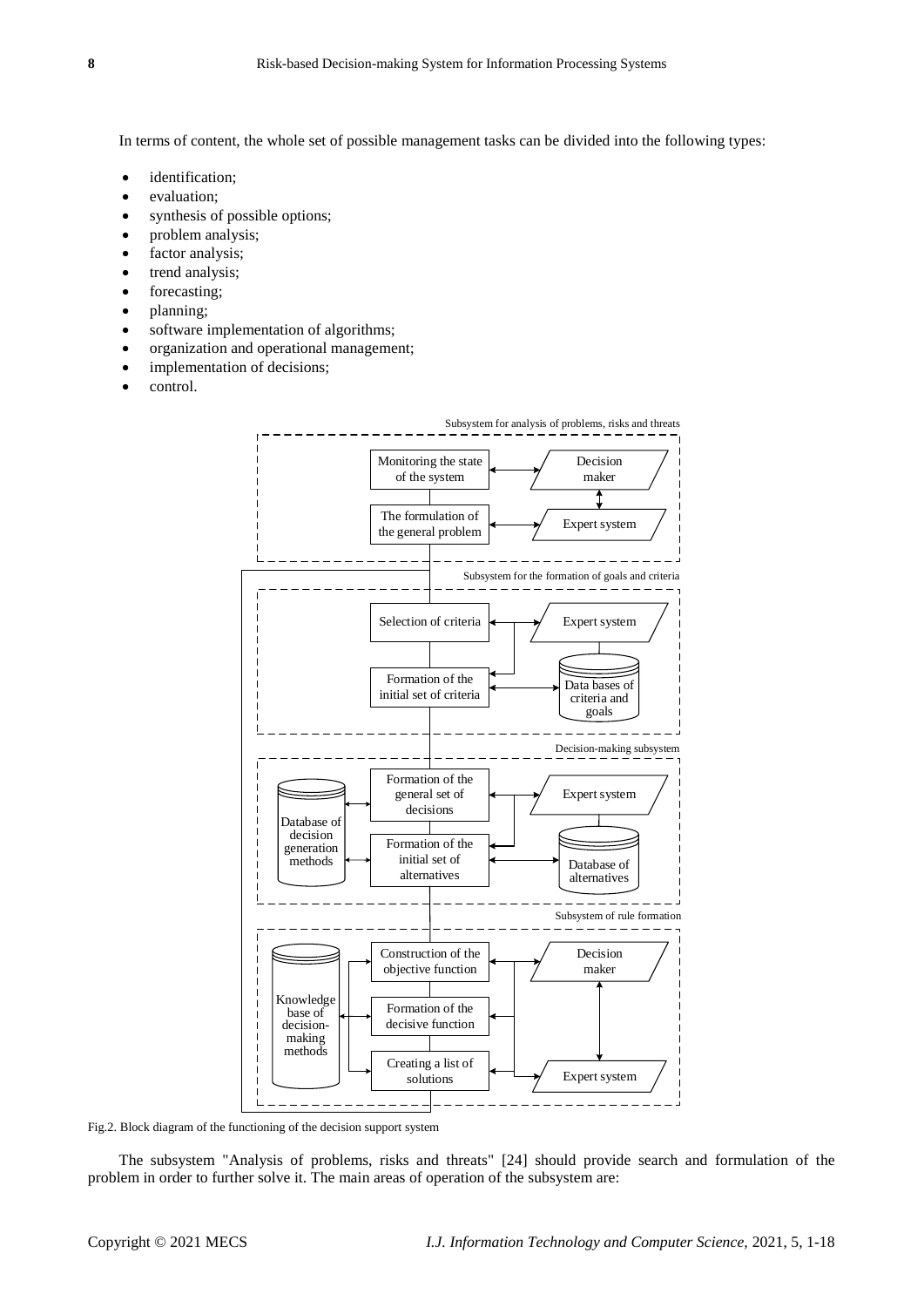In terms of content, the whole set of possible management tasks can be divided into the following types:

- identification;
- evaluation;
- synthesis of possible options;
- problem analysis;
- factor analysis;
- trend analysis;
- forecasting;
- planning;
- software implementation of algorithms;
- organization and operational management;
- implementation of decisions;
- control.

Fig.2. Block diagram of the functioning of the decision support system

The subsystem "Analysis of problems, risks and threats" [24] should provide search and formulation of the problem in order to further solve it. The main areas of operation of the subsystem are: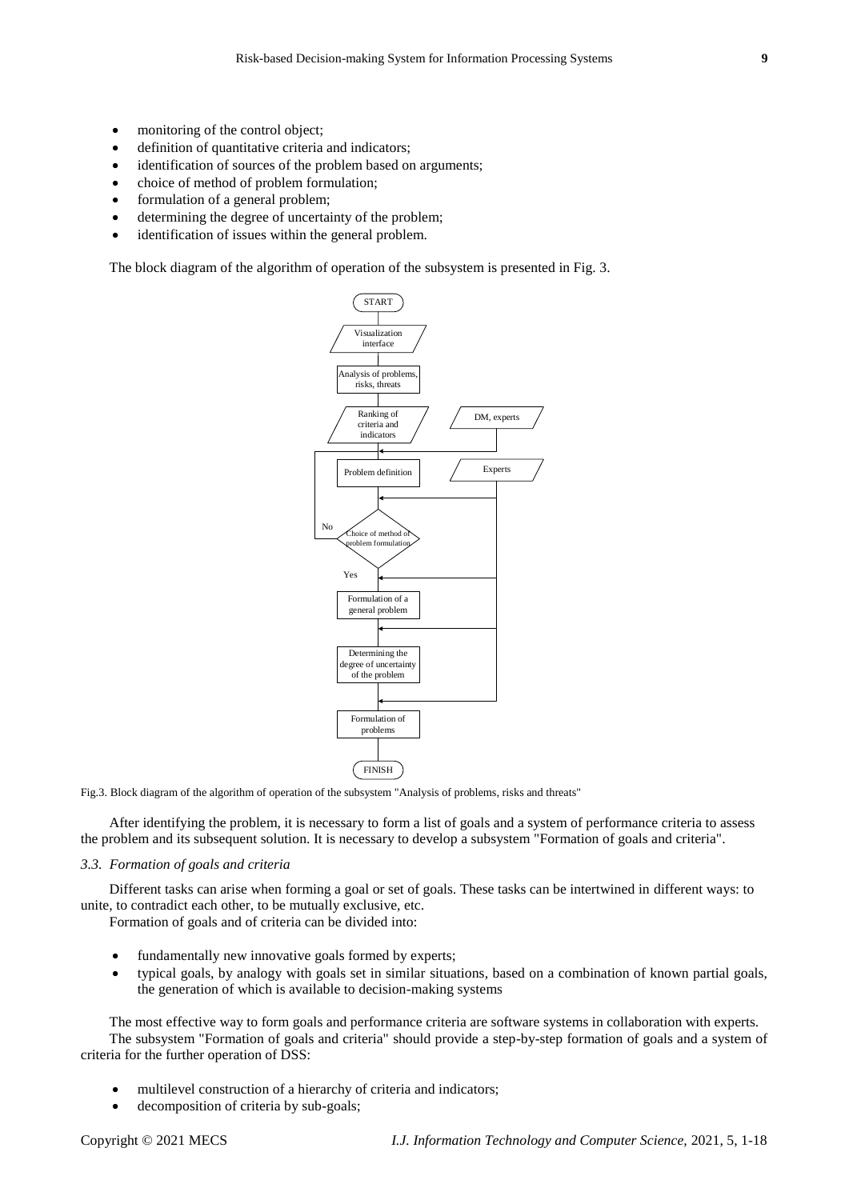- monitoring of the control object;
- definition of quantitative criteria and indicators;
- identification of sources of the problem based on arguments;
- choice of method of problem formulation;
- formulation of a general problem;
- determining the degree of uncertainty of the problem;
- identification of issues within the general problem.

The block diagram of the algorithm of operation of the subsystem is presented in Fig. 3.

Fig.3. Block diagram of the algorithm of operation of the subsystem "Analysis of problems, risks and threats"

After identifying the problem, it is necessary to form a list of goals and a system of performance criteria to assess the problem and its subsequent solution. It is necessary to develop a subsystem "Formation of goals and criteria".

### *3.3. Formation of goals and criteria*

Different tasks can arise when forming a goal or set of goals. These tasks can be intertwined in different ways: to unite, to contradict each other, to be mutually exclusive, etc.

Formation of goals and of criteria can be divided into:

- fundamentally new innovative goals formed by experts;
- typical goals, by analogy with goals set in similar situations, based on a combination of known partial goals, the generation of which is available to decision-making systems

The most effective way to form goals and performance criteria are software systems in collaboration with experts.

The subsystem "Formation of goals and criteria" should provide a step-by-step formation of goals and a system of criteria for the further operation of DSS:

- multilevel construction of a hierarchy of criteria and indicators;
- decomposition of criteria by sub-goals;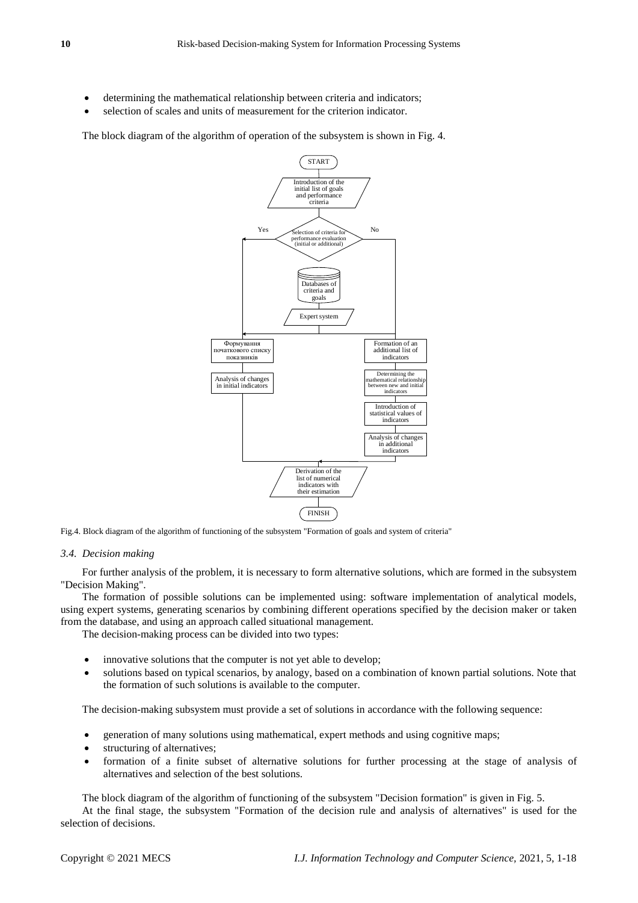- determining the mathematical relationship between criteria and indicators;
- selection of scales and units of measurement for the criterion indicator.

The block diagram of the algorithm of operation of the subsystem is shown in Fig. 4.

Fig.4. Block diagram of the algorithm of functioning of the subsystem "Formation of goals and system of criteria"

### 3.4. *Decision making*

For further analysis of the problem, it is necessary to form alternative solutions, which are formed in the subsystem "Decision Making".

The formation of possible solutions can be implemented using: software implementation of analytical models, using expert systems, generating scenarios by combining different operations specified by the decision maker or taken from the database, and using an approach called situational management.

The decision-making process can be divided into two types:

- innovative solutions that the computer is not yet able to develop;
- solutions based on typical scenarios, by analogy, based on a combination of known partial solutions. Note that the formation of such solutions is available to the computer.

The decision-making subsystem must provide a set of solutions in accordance with the following sequence:

- generation of many solutions using mathematical, expert methods and using cognitive maps;
- structuring of alternatives;
- formation of a finite subset of alternative solutions for further processing at the stage of analysis of alternatives and selection of the best solutions.

The block diagram of the algorithm of functioning of the subsystem "Decision formation" is given in Fig. 5.

At the final stage, the subsystem "Formation of the decision rule and analysis of alternatives" is used for the selection of decisions.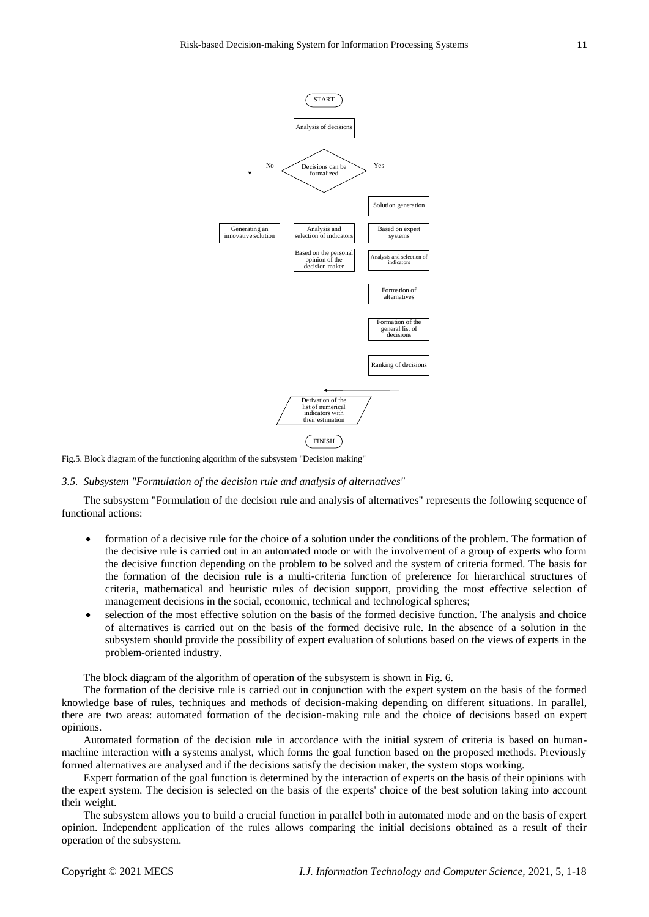Fig.5. Block diagram of the functioning algorithm of the subsystem "Decision making"

### *3.5. Subsystem "Formulation of the decision rule and analysis of alternatives"*

The subsystem "Formulation of the decision rule and analysis of alternatives" represents the following sequence of functional actions:

- formation of a decisive rule for the choice of a solution under the conditions of the problem. The formation of the decisive rule is carried out in an automated mode or with the involvement of a group of experts who form the decisive function depending on the problem to be solved and the system of criteria formed. The basis for the formation of the decision rule is a multi-criteria function of preference for hierarchical structures of criteria, mathematical and heuristic rules of decision support, providing the most effective selection of management decisions in the social, economic, technical and technological spheres;
- selection of the most effective solution on the basis of the formed decisive function. The analysis and choice of alternatives is carried out on the basis of the formed decisive rule. In the absence of a solution in the subsystem should provide the possibility of expert evaluation of solutions based on the views of experts in the problem-oriented industry.

The block diagram of the algorithm of operation of the subsystem is shown in Fig. 6.

The formation of the decisive rule is carried out in conjunction with the expert system on the basis of the formed knowledge base of rules, techniques and methods of decision-making depending on different situations. In parallel, there are two areas: automated formation of the decision-making rule and the choice of decisions based on expert opinions.

Automated formation of the decision rule in accordance with the initial system of criteria is based on human-machine interaction with a systems analyst, which forms the goal function based on the proposed methods. Previously formed alternatives are analysed and if the decisions satisfy the decision maker, the system stops working.

Expert formation of the goal function is determined by the interaction of experts on the basis of their opinions with the expert system. The decision is selected on the basis of the experts' choice of the best solution taking into account their weight.

The subsystem allows you to build a crucial function in parallel both in automated mode and on the basis of expert opinion. Independent application of the rules allows comparing the initial decisions obtained as a result of their operation of the subsystem.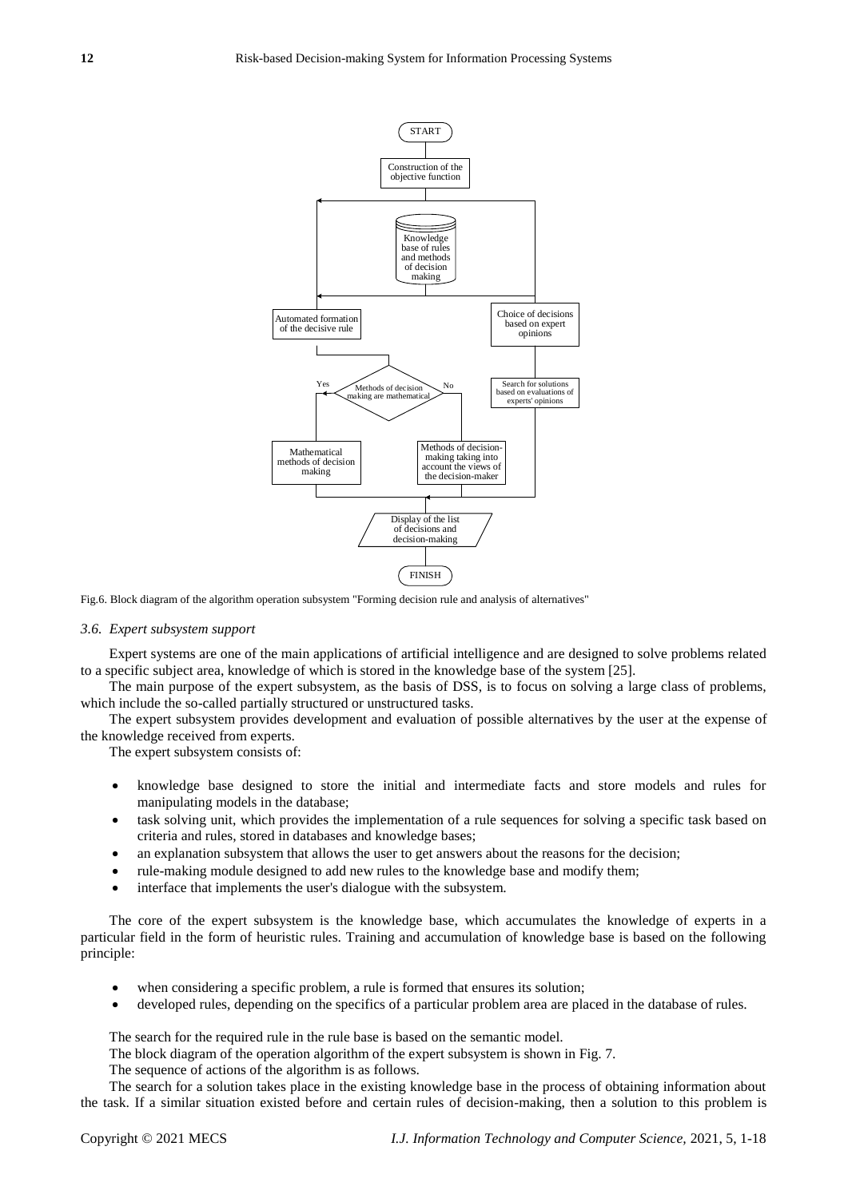Fig.6. Block diagram of the algorithm operation subsystem "Forming decision rule and analysis of alternatives"

### *3.6. Expert subsystem support*

Expert systems are one of the main applications of artificial intelligence and are designed to solve problems related to a specific subject area, knowledge of which is stored in the knowledge base of the system [25].

The main purpose of the expert subsystem, as the basis of DSS, is to focus on solving a large class of problems, which include the so-called partially structured or unstructured tasks.

The expert subsystem provides development and evaluation of possible alternatives by the user at the expense of the knowledge received from experts.

The expert subsystem consists of:

- knowledge base designed to store the initial and intermediate facts and store models and rules for manipulating models in the database;
- task solving unit, which provides the implementation of a rule sequences for solving a specific task based on criteria and rules, stored in databases and knowledge bases;
- an explanation subsystem that allows the user to get answers about the reasons for the decision;
- rule-making module designed to add new rules to the knowledge base and modify them;
- interface that implements the user's dialogue with the subsystem.

The core of the expert subsystem is the knowledge base, which accumulates the knowledge of experts in a particular field in the form of heuristic rules. Training and accumulation of knowledge base is based on the following principle:

- when considering a specific problem, a rule is formed that ensures its solution;
- developed rules, depending on the specifics of a particular problem area are placed in the database of rules.

The search for the required rule in the rule base is based on the semantic model.

The block diagram of the operation algorithm of the expert subsystem is shown in Fig. 7.

The sequence of actions of the algorithm is as follows.

The search for a solution takes place in the existing knowledge base in the process of obtaining information about the task. If a similar situation existed before and certain rules of decision-making, then a solution to this problem is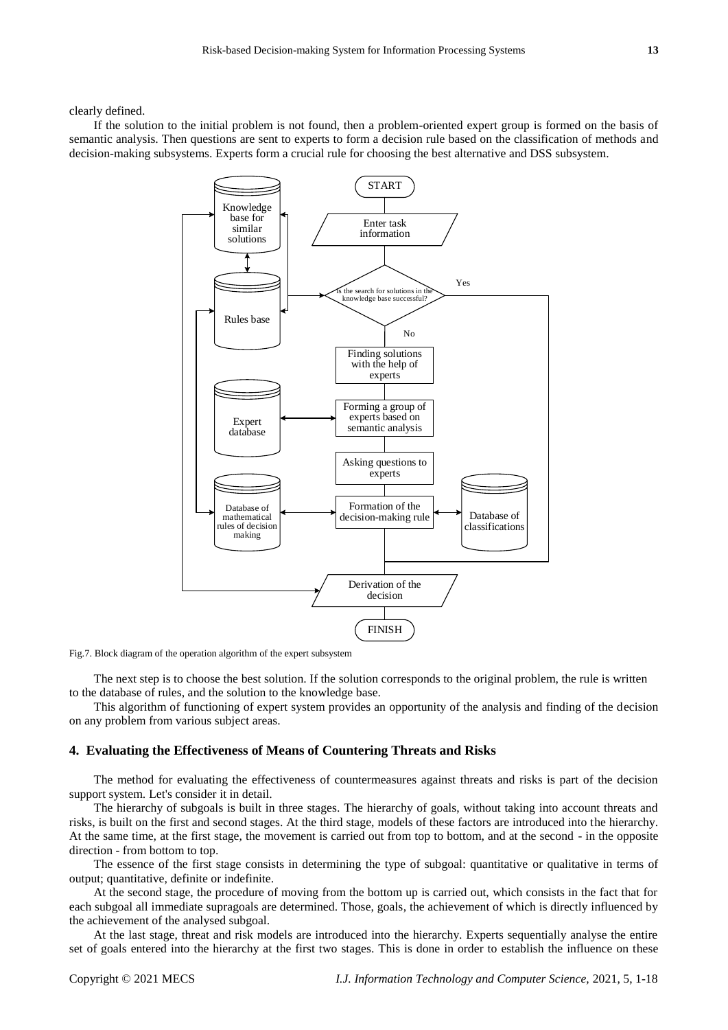clearly defined.

If the solution to the initial problem is not found, then a problem-oriented expert group is formed on the basis of semantic analysis. Then questions are sent to experts to form a decision rule based on the classification of methods and decision-making subsystems. Experts form a crucial rule for choosing the best alternative and DSS subsystem.

Fig.7. Block diagram of the operation algorithm of the expert subsystem

The next step is to choose the best solution. If the solution corresponds to the original problem, the rule is written to the database of rules, and the solution to the knowledge base.

This algorithm of functioning of expert system provides an opportunity of the analysis and finding of the decision on any problem from various subject areas.

## 4. Evaluating the Effectiveness of Means of Countering Threats and Risks

The method for evaluating the effectiveness of countermeasures against threats and risks is part of the decision support system. Let's consider it in detail.

The hierarchy of subgoals is built in three stages. The hierarchy of goals, without taking into account threats and risks, is built on the first and second stages. At the third stage, models of these factors are introduced into the hierarchy. At the same time, at the first stage, the movement is carried out from top to bottom, and at the second - in the opposite direction - from bottom to top.

The essence of the first stage consists in determining the type of subgoal: quantitative or qualitative in terms of output; quantitative, definite or indefinite.

At the second stage, the procedure of moving from the bottom up is carried out, which consists in the fact that for each subgoal all immediate supragoals are determined. Those, goals, the achievement of which is directly influenced by the achievement of the analysed subgoal.

At the last stage, threat and risk models are introduced into the hierarchy. Experts sequentially analyse the entire set of goals entered into the hierarchy at the first two stages. This is done in order to establish the influence on these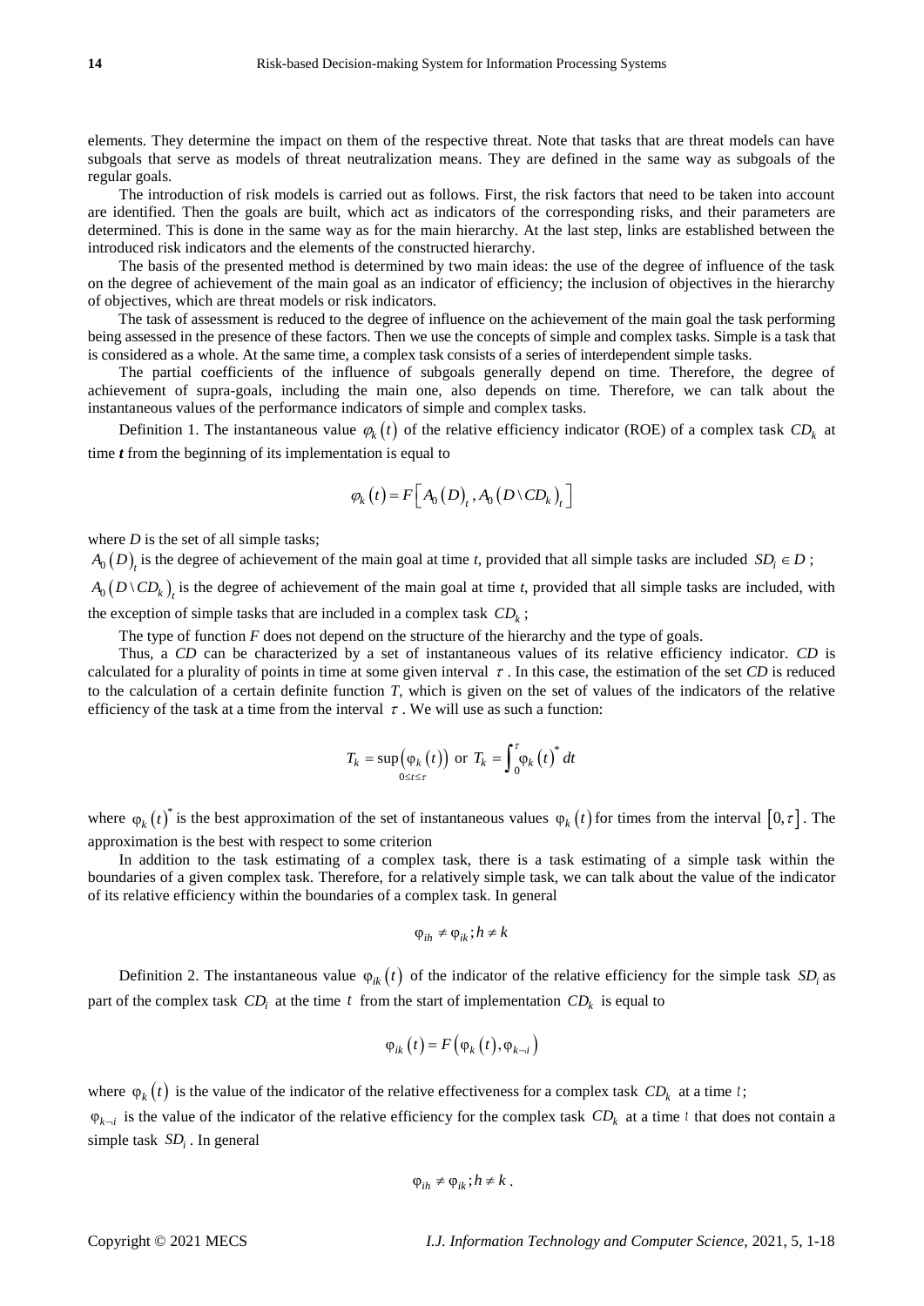elements. They determine the impact on them of the respective threat. Note that tasks that are threat models can have subgoals that serve as models of threat neutralization means. They are defined in the same way as subgoals of the regular goals.

The introduction of risk models is carried out as follows. First, the risk factors that need to be taken into account are identified. Then the goals are built, which act as indicators of the corresponding risks, and their parameters are determined. This is done in the same way as for the main hierarchy. At the last step, links are established between the introduced risk indicators and the elements of the constructed hierarchy.

The basis of the presented method is determined by two main ideas: the use of the degree of influence of the task on the degree of achievement of the main goal as an indicator of efficiency; the inclusion of objectives in the hierarchy of objectives, which are threat models or risk indicators.

The task of assessment is reduced to the degree of influence on the achievement of the main goal the task performing being assessed in the presence of these factors. Then we use the concepts of simple and complex tasks. Simple is a task that is considered as a whole. At the same time, a complex task consists of a series of interdependent simple tasks.

The partial coefficients of the influence of subgoals generally depend on time. Therefore, the degree of achievement of supra-goals, including the main one, also depends on time. Therefore, we can talk about the instantaneous values of the performance indicators of simple and complex tasks.

Definition 1. The instantaneous value $\varphi_k(t)$ of the relative efficiency indicator (ROE) of a complex task $CD_k$ at time $t$ from the beginning of its implementation is equal to

$$\varphi_k(t) = F\left[A_0(D)_t, A_0(D \setminus CD_k)_t\right]$$

where $D$ is the set of all simple tasks;

$A_0(D)_t$ is the degree of achievement of the main goal at time $t$, provided that all simple tasks are included $SD_i \in D$;

$A_0(D \setminus CD_k)_t$ is the degree of achievement of the main goal at time $t$, provided that all simple tasks are included, with the exception of simple tasks that are included in a complex task $CD_k$;

The type of function $F$ does not depend on the structure of the hierarchy and the type of goals.

Thus, a $CD$ can be characterized by a set of instantaneous values of its relative efficiency indicator. $CD$ is calculated for a plurality of points in time at some given interval $\tau$. In this case, the estimation of the set $CD$ is reduced to the calculation of a certain definite function $T$, which is given on the set of values of the indicators of the relative efficiency of the task at a time from the interval $\tau$. We will use as such a function:

$$T_k = \sup_{0 \le t \le \tau}\left(\varphi_k(t)\right) \text{ or } T_k = \int_0^{\tau} \varphi_k(t)^* \, dt$$

where $\varphi_k(t)^*$ is the best approximation of the set of instantaneous values $\varphi_k(t)$ for times from the interval $[0, \tau]$. The approximation is the best with respect to some criterion

In addition to the task estimating of a complex task, there is a task estimating of a simple task within the boundaries of a given complex task. Therefore, for a relatively simple task, we can talk about the value of the indicator of its relative efficiency within the boundaries of a complex task. In general

$$\varphi_{ih} \neq \varphi_{ik}; h \neq k$$

Definition 2. The instantaneous value $\varphi_{ik}(t)$ of the indicator of the relative efficiency for the simple task $SD_i$ as part of the complex task $CD_i$ at the time $t$ from the start of implementation $CD_k$ is equal to

$$\varphi_{ik}(t) = F\left(\varphi_k(t), \varphi_{k \neg i}\right)$$

where $\varphi_k(t)$ is the value of the indicator of the relative effectiveness for a complex task $CD_k$ at a time $t$;

$\varphi_{k \neg i}$ is the value of the indicator of the relative efficiency for the complex task $CD_k$ at a time $t$ that does not contain a simple task $SD_i$. In general

$$\varphi_{ih} \neq \varphi_{ik}; h \neq k.$$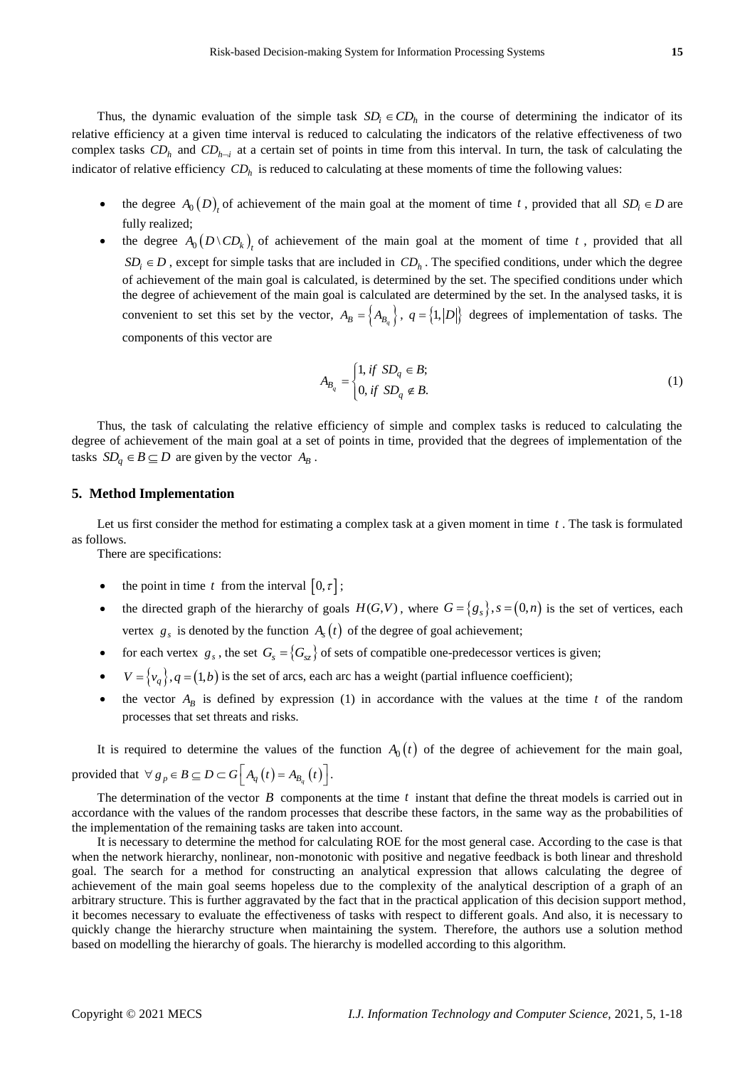Thus, the dynamic evaluation of the simple task $SD_i \in CD_h$ in the course of determining the indicator of its relative efficiency at a given time interval is reduced to calculating the indicators of the relative effectiveness of two complex tasks $CD_h$ and $CD_{h \neg i}$ at a certain set of points in time from this interval. In turn, the task of calculating the indicator of relative efficiency $CD_h$ is reduced to calculating at these moments of time the following values:

- the degree $A_0(D)_t$ of achievement of the main goal at the moment of time $t$, provided that all $SD_i \in D$ are fully realized;
- the degree $A_0(D \setminus CD_k)_t$ of achievement of the main goal at the moment of time $t$, provided that all $SD_i \in D$, except for simple tasks that are included in $CD_h$. The specified conditions, under which the degree of achievement of the main goal is calculated, is determined by the set. The specified conditions under which the degree of achievement of the main goal is calculated are determined by the set. In the analysed tasks, it is convenient to set this set by the vector, $A_B = \{A_{B_q}\}$, $q = \{1, |D|\}$ degrees of implementation of tasks. The components of this vector are

$$A_{B_q} = \begin{cases} 1, \text{ if } SD_q \in B; \\ 0, \text{ if } SD_q \notin B. \end{cases} \tag{1}$$

Thus, the task of calculating the relative efficiency of simple and complex tasks is reduced to calculating the degree of achievement of the main goal at a set of points in time, provided that the degrees of implementation of the tasks $SD_q \in B \subseteq D$ are given by the vector $A_B$.

## 5. Method Implementation

Let us first consider the method for estimating a complex task at a given moment in time $t$. The task is formulated as follows.

There are specifications:

- the point in time $t$ from the interval $[0, \tau]$;
- the directed graph of the hierarchy of goals $H(G,V)$, where $G = \{g_s\}, s = (0,n)$ is the set of vertices, each vertex $g_s$ is denoted by the function $A_s(t)$ of the degree of goal achievement;
- for each vertex $g_s$, the set $G_s = \{G_{sz}\}$ of sets of compatible one-predecessor vertices is given;
- $V = \{v_q\}, q = (1,b)$ is the set of arcs, each arc has a weight (partial influence coefficient);
- the vector $A_B$ is defined by expression (1) in accordance with the values at the time $t$ of the random processes that set threats and risks.

It is required to determine the values of the function $A_0(t)$ of the degree of achievement for the main goal, provided that $\forall g_p \in B \subseteq D \subset G\left[A_q(t) = A_{B_q}(t)\right]$.

The determination of the vector $B$ components at the time $t$ instant that define the threat models is carried out in accordance with the values of the random processes that describe these factors, in the same way as the probabilities of the implementation of the remaining tasks are taken into account.

It is necessary to determine the method for calculating ROE for the most general case. According to the case is that when the network hierarchy, nonlinear, non-monotonic with positive and negative feedback is both linear and threshold goal. The search for a method for constructing an analytical expression that allows calculating the degree of achievement of the main goal seems hopeless due to the complexity of the analytical description of a graph of an arbitrary structure. This is further aggravated by the fact that in the practical application of this decision support method, it becomes necessary to evaluate the effectiveness of tasks with respect to different goals. And also, it is necessary to quickly change the hierarchy structure when maintaining the system. Therefore, the authors use a solution method based on modelling the hierarchy of goals. The hierarchy is modelled according to this algorithm.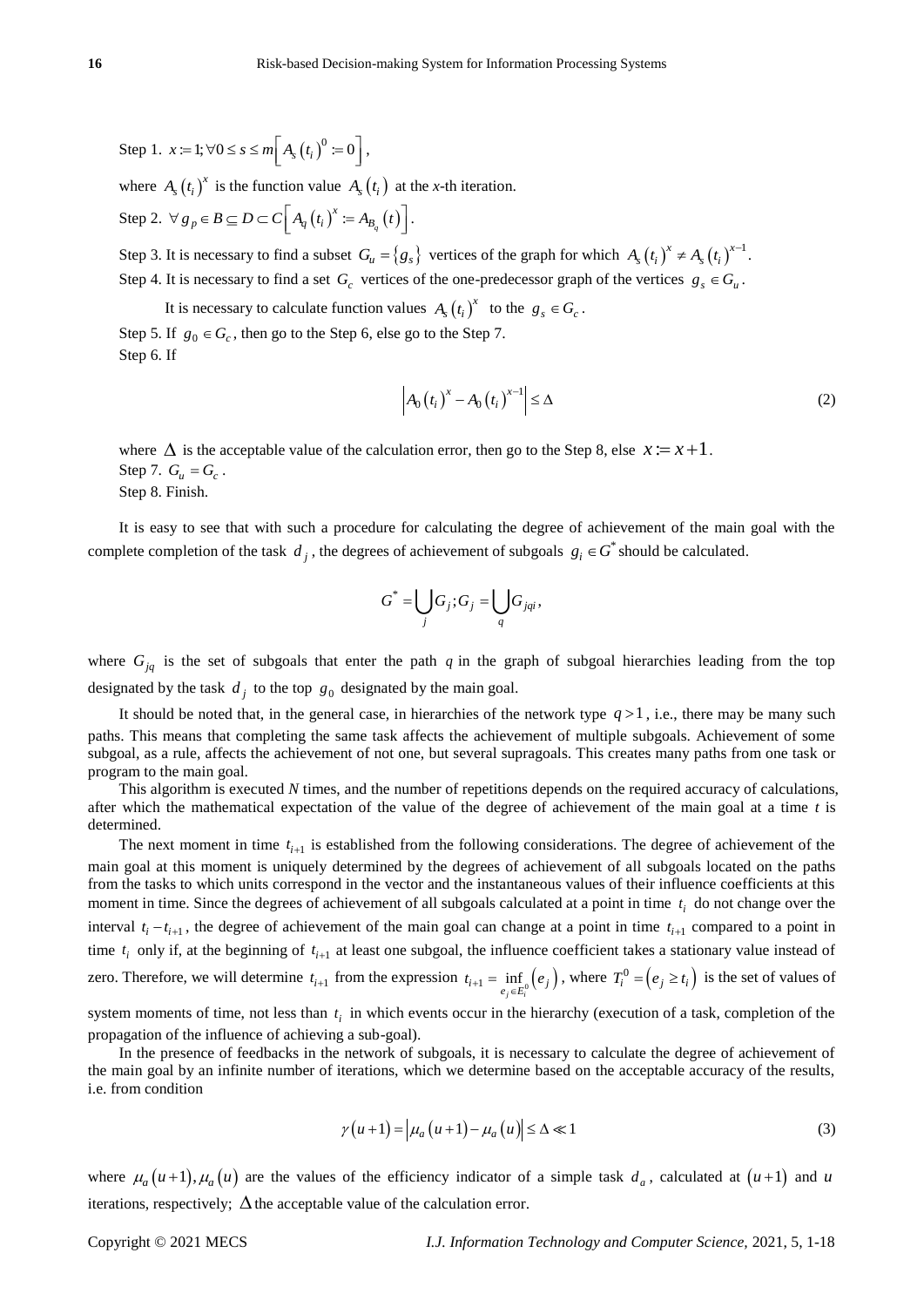Step 1. $x := 1; \forall 0 \le s \le m \left[ A_s \left( t_i \right)^0 := 0 \right]$,

where $A_s \left( t_i \right)^x$ is the function value $A_s \left( t_i \right)$ at the $x$-th iteration.

Step 2. $\forall g_p \in B \subseteq D \subset C \left[ A_q \left( t_i \right)^x := A_{B_q} \left( t \right) \right]$.

Step 3. It is necessary to find a subset $G_u = \{ g_s \}$ vertices of the graph for which $A_s \left( t_i \right)^x \ne A_s \left( t_i \right)^{x-1}$.

Step 4. It is necessary to find a set $G_c$ vertices of the one-predecessor graph of the vertices $g_s \in G_u$.

It is necessary to calculate function values $A_s \left( t_i \right)^x$ to the $g_s \in G_c$.

Step 5. If $g_0 \in G_c$, then go to the Step 6, else go to the Step 7.

Step 6. If

$$\left| A_0 \left( t_i \right)^x - A_0 \left( t_i \right)^{x-1} \right| \le \Delta \tag{2}$$

where $\Delta$ is the acceptable value of the calculation error, then go to the Step 8, else $x := x + 1$.

Step 7. $G_u = G_c$.

Step 8. Finish.

It is easy to see that with such a procedure for calculating the degree of achievement of the main goal with the complete completion of the task $d_j$, the degrees of achievement of subgoals $g_i \in G^*$ should be calculated.

$$G^* = \bigcup_j G_j ; G_j = \bigcup_q G_{jqi},$$

where $G_{jq}$ is the set of subgoals that enter the path $q$ in the graph of subgoal hierarchies leading from the top designated by the task $d_j$ to the top $g_0$ designated by the main goal.

It should be noted that, in the general case, in hierarchies of the network type $q > 1$, i.e., there may be many such paths. This means that completing the same task affects the achievement of multiple subgoals. Achievement of some subgoal, as a rule, affects the achievement of not one, but several supragoals. This creates many paths from one task or program to the main goal.

This algorithm is executed *N* times, and the number of repetitions depends on the required accuracy of calculations, after which the mathematical expectation of the value of the degree of achievement of the main goal at a time *t* is determined.

The next moment in time $t_{i+1}$ is established from the following considerations. The degree of achievement of the main goal at this moment is uniquely determined by the degrees of achievement of all subgoals located on the paths from the tasks to which units correspond in the vector and the instantaneous values of their influence coefficients at this moment in time. Since the degrees of achievement of all subgoals calculated at a point in time $t_i$ do not change over the interval $t_i - t_{i+1}$, the degree of achievement of the main goal can change at a point in time $t_{i+1}$ compared to a point in time $t_i$ only if, at the beginning of $t_{i+1}$ at least one subgoal, the influence coefficient takes a stationary value instead of zero. Therefore, we will determine $t_{i+1}$ from the expression $t_{i+1} = \inf_{e_j \in E_i^0} \left( e_j \right)$, where $T_i^0 = \left( e_j \ge t_i \right)$ is the set of values of system moments of time, not less than $t_i$ in which events occur in the hierarchy (execution of a task, completion of the propagation of the influence of achieving a sub-goal).

In the presence of feedbacks in the network of subgoals, it is necessary to calculate the degree of achievement of the main goal by an infinite number of iterations, which we determine based on the acceptable accuracy of the results, i.e. from condition

$$\gamma \left( u + 1 \right) = \left| \mu_a \left( u + 1 \right) - \mu_a \left( u \right) \right| \le \Delta \ll 1 \tag{3}$$

where $\mu_a \left( u + 1 \right), \mu_a \left( u \right)$ are the values of the efficiency indicator of a simple task $d_a$, calculated at $\left( u + 1 \right)$ and $u$ iterations, respectively; $\Delta$ the acceptable value of the calculation error.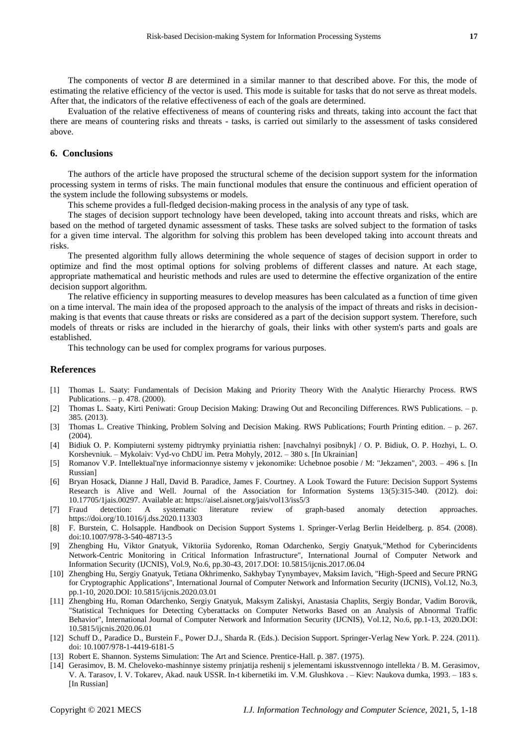The components of vector *B* are determined in a similar manner to that described above. For this, the mode of estimating the relative efficiency of the vector is used. This mode is suitable for tasks that do not serve as threat models. After that, the indicators of the relative effectiveness of each of the goals are determined.

Evaluation of the relative effectiveness of means of countering risks and threats, taking into account the fact that there are means of countering risks and threats - tasks, is carried out similarly to the assessment of tasks considered above.

## 6. Conclusions

The authors of the article have proposed the structural scheme of the decision support system for the information processing system in terms of risks. The main functional modules that ensure the continuous and efficient operation of the system include the following subsystems or models.

This scheme provides a full-fledged decision-making process in the analysis of any type of task.

The stages of decision support technology have been developed, taking into account threats and risks, which are based on the method of targeted dynamic assessment of tasks. These tasks are solved subject to the formation of tasks for a given time interval. The algorithm for solving this problem has been developed taking into account threats and risks.

The presented algorithm fully allows determining the whole sequence of stages of decision support in order to optimize and find the most optimal options for solving problems of different classes and nature. At each stage, appropriate mathematical and heuristic methods and rules are used to determine the effective organization of the entire decision support algorithm.

The relative efficiency in supporting measures to develop measures has been calculated as a function of time given on a time interval. The main idea of the proposed approach to the analysis of the impact of threats and risks in decision-making is that events that cause threats or risks are considered as a part of the decision support system. Therefore, such models of threats or risks are included in the hierarchy of goals, their links with other system's parts and goals are established.

This technology can be used for complex programs for various purposes.

## References

[1] Thomas L. Saaty: Fundamentals of Decision Making and Priority Theory With the Analytic Hierarchy Process. RWS Publications. – p. 478. (2000).

[2] Thomas L. Saaty, Kirti Peniwati: Group Decision Making: Drawing Out and Reconciling Differences. RWS Publications. – p. 385. (2013).

[3] Thomas L. Creative Thinking, Problem Solving and Decision Making. RWS Publications; Fourth Printing edition. – p. 267. (2004).

[4] Bidiuk O. P. Kompiuterni systemy pidtrymky pryiniattia rishen: [navchalnyi posibnyk] / O. P. Bidiuk, O. P. Hozhyi, L. O. Korshevniuk. – Mykolaiv: Vyd-vo ChDU im. Petra Mohyly, 2012. – 380 s. [In Ukrainian]

[5] Romanov V.P. Intellektual'nye informacionnye sistemy v jekonomike: Uchebnoe posobie / M: "Jekzamen", 2003. – 496 s. [In Russian]

[6] Bryan Hosack, Dianne J Hall, David B. Paradice, James F. Courtney. A Look Toward the Future: Decision Support Systems Research is Alive and Well. Journal of the Association for Information Systems 13(5):315-340. (2012). doi: 10.17705/1jais.00297. Available at: https://aisel.aisnet.org/jais/vol13/iss5/3

[7] Fraud detection: A systematic literature review of graph-based anomaly detection approaches. https://doi.org/10.1016/j.dss.2020.113303

[8] F. Burstein, C. Holsapple. Handbook on Decision Support Systems 1. Springer-Verlag Berlin Heidelberg. p. 854. (2008). doi:10.1007/978-3-540-48713-5

[9] Zhengbing Hu, Viktor Gnatyuk, Viktoriia Sydorenko, Roman Odarchenko, Sergiy Gnatyuk,"Method for Cyberincidents Network-Centric Monitoring in Critical Information Infrastructure", International Journal of Computer Network and Information Security (IJCNIS), Vol.9, No.6, pp.30-43, 2017.DOI: 10.5815/ijcnis.2017.06.04

[10] Zhengbing Hu, Sergiy Gnatyuk, Tetiana Okhrimenko, Sakhybay Tynymbayev, Maksim Iavich, "High-Speed and Secure PRNG for Cryptographic Applications", International Journal of Computer Network and Information Security (IJCNIS), Vol.12, No.3, pp.1-10, 2020.DOI: 10.5815/ijcnis.2020.03.01

[11] Zhengbing Hu, Roman Odarchenko, Sergiy Gnatyuk, Maksym Zaliskyi, Anastasia Chaplits, Sergiy Bondar, Vadim Borovik, "Statistical Techniques for Detecting Cyberattacks on Computer Networks Based on an Analysis of Abnormal Traffic Behavior", International Journal of Computer Network and Information Security (IJCNIS), Vol.12, No.6, pp.1-13, 2020.DOI: 10.5815/ijcnis.2020.06.01

[12] Schuff D., Paradice D., Burstein F., Power D.J., Sharda R. (Eds.). Decision Support. Springer-Verlag New York. P. 224. (2011). doi: 10.1007/978-1-4419-6181-5

[13] Robert E. Shannon. Systems Simulation: The Art and Science. Prentice-Hall. p. 387. (1975).

[14] Gerasimov, B. M. Cheloveko-mashinnye sistemy prinjatija reshenij s jelementami iskusstvennogo intellekta / B. M. Gerasimov, V. A. Tarasov, I. V. Tokarev, Akad. nauk USSR. In-t kibernetiki im. V.M. Glushkova . – Kiev: Naukova dumka, 1993. – 183 s. [In Russian]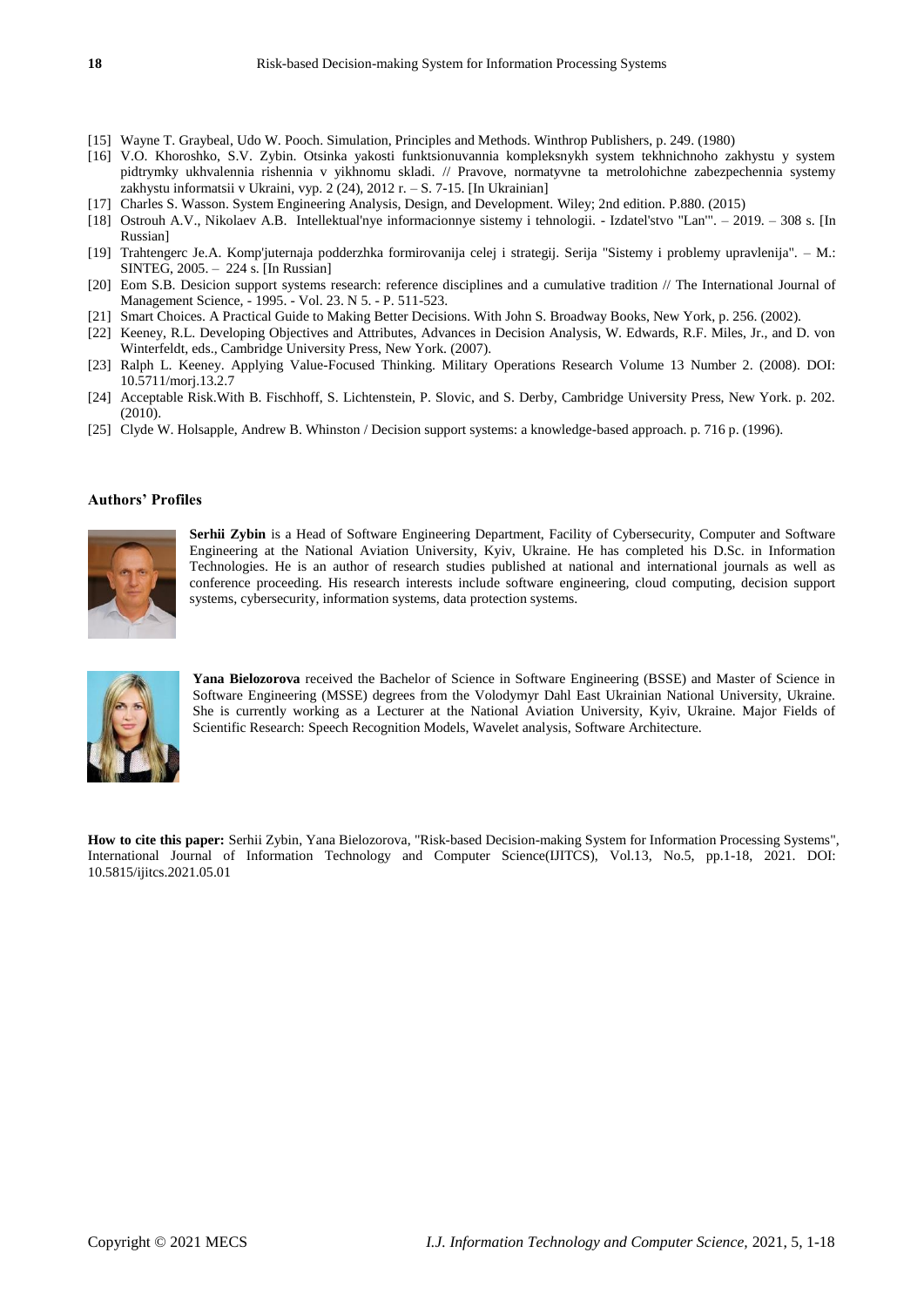[15] Wayne T. Graybeal, Udo W. Pooch. Simulation, Principles and Methods. Winthrop Publishers, p. 249. (1980)

[16] V.O. Khoroshko, S.V. Zybin. Otsinka yakosti funktsionuvannia kompleksnykh system tekhnichnoho zakhystu y system pidtrymky ukhvalennia rishennia v yikhnomu skladi. // Pravove, normatyvne ta metrolohichne zabezpechennia systemy zakhystu informatsii v Ukraini, vyp. 2 (24), 2012 r. – S. 7-15. [In Ukrainian]

[17] Charles S. Wasson. System Engineering Analysis, Design, and Development. Wiley; 2nd edition. P.880. (2015)

[18] Ostrouh A.V., Nikolaev A.B. Intellektual'nye informacionnye sistemy i tehnologii. - Izdatel'stvo "Lan'". – 2019. – 308 s. [In Russian]

[19] Trahtengerc Je.A. Komp'juternaja podderzhka formirovanija celej i strategij. Serija "Sistemy i problemy upravlenija". – M.: SINTEG, 2005. – 224 s. [In Russian]

[20] Eom S.B. Desicion support systems research: reference disciplines and a cumulative tradition // The International Journal of Management Science, - 1995. - Vol. 23. N 5. - P. 511-523.

[21] Smart Choices. A Practical Guide to Making Better Decisions. With John S. Broadway Books, New York, p. 256. (2002).

[22] Keeney, R.L. Developing Objectives and Attributes, Advances in Decision Analysis, W. Edwards, R.F. Miles, Jr., and D. von Winterfeldt, eds., Cambridge University Press, New York. (2007).

[23] Ralph L. Keeney. Applying Value-Focused Thinking. Military Operations Research Volume 13 Number 2. (2008). DOI: 10.5711/morj.13.2.7

[24] Acceptable Risk.With B. Fischhoff, S. Lichtenstein, P. Slovic, and S. Derby, Cambridge University Press, New York. p. 202. (2010).

[25] Clyde W. Holsapple, Andrew B. Whinston / Decision support systems: a knowledge-based approach. p. 716 p. (1996).

### Authors' Profiles

**Serhii Zybin** is a Head of Software Engineering Department, Facility of Cybersecurity, Computer and Software Engineering at the National Aviation University, Kyiv, Ukraine. He has completed his D.Sc. in Information Technologies. He is an author of research studies published at national and international journals as well as conference proceeding. His research interests include software engineering, cloud computing, decision support systems, cybersecurity, information systems, data protection systems.

**Yana Bielozorova** received the Bachelor of Science in Software Engineering (BSSE) and Master of Science in Software Engineering (MSSE) degrees from the Volodymyr Dahl East Ukrainian National University, Ukraine. She is currently working as a Lecturer at the National Aviation University, Kyiv, Ukraine. Major Fields of Scientific Research: Speech Recognition Models, Wavelet analysis, Software Architecture.

**How to cite this paper:** Serhii Zybin, Yana Bielozorova, "Risk-based Decision-making System for Information Processing Systems", International Journal of Information Technology and Computer Science(IJITCS), Vol.13, No.5, pp.1-18, 2021. DOI: 10.5815/ijitcs.2021.05.01